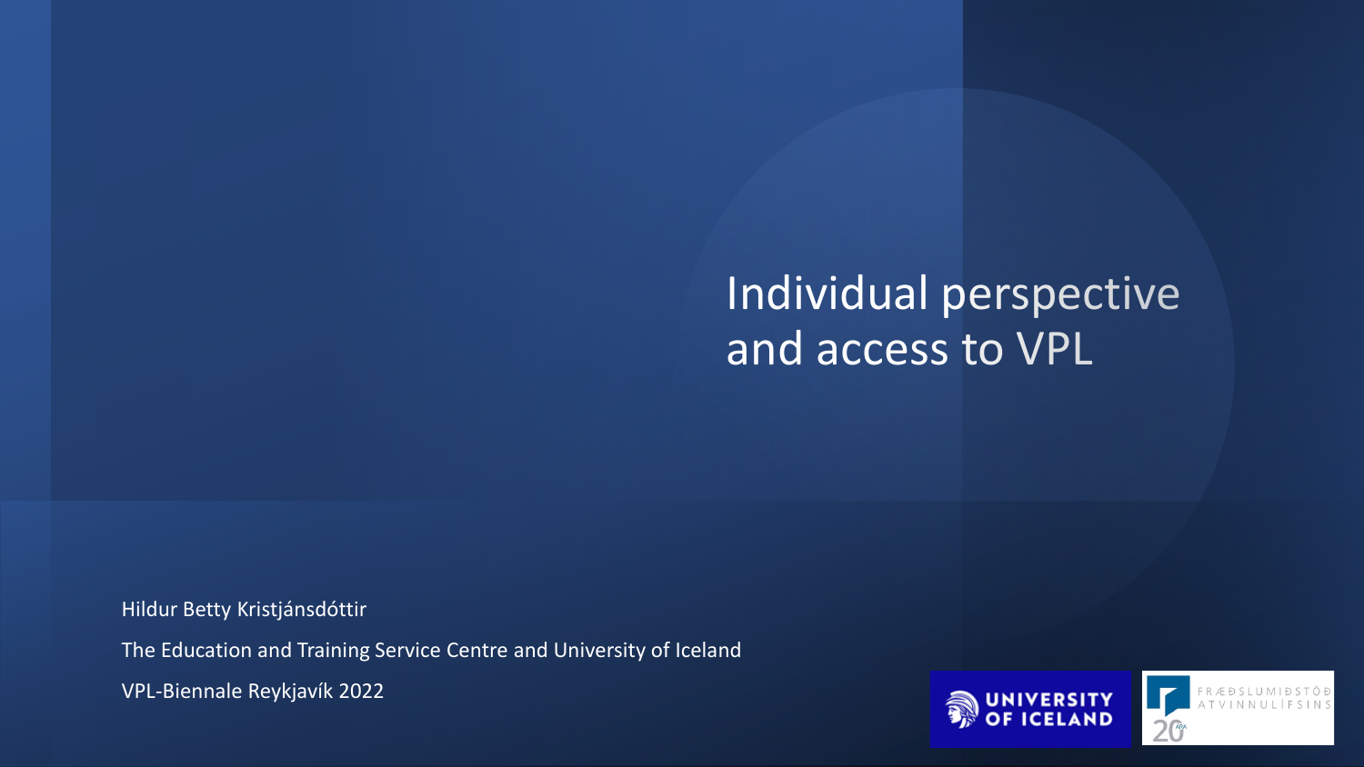# Individual perspective and access to VPL

Hildur Betty Kristjánsdóttir

The Education and Training Service Centre and University of Iceland

VPL-Biennale Reykjavík 2022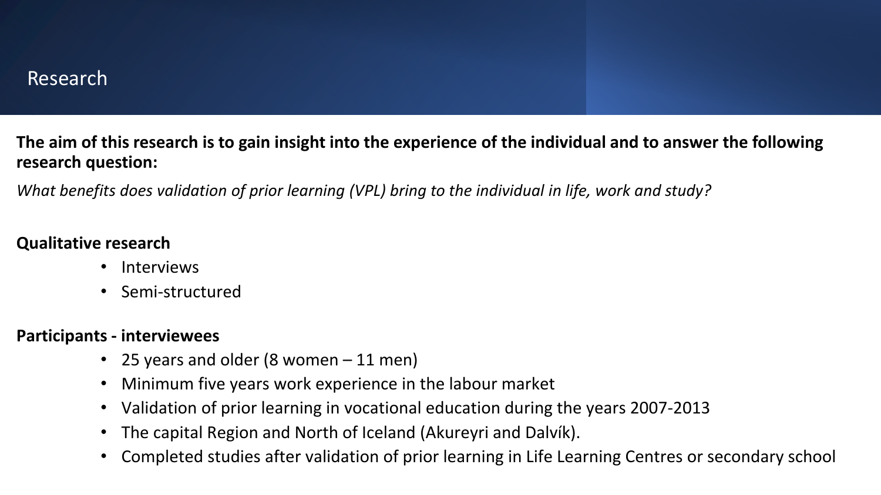# Research

**The aim of this research is to gain insight into the experience of the individual and to answer the following research question:**

*What benefits does validation of prior learning (VPL) bring to the individual in life, work and study?*

**Qualitative research**

- Interviews
- Semi-structured

**Participants - interviewees**

- 25 years and older (8 women – 11 men)
- Minimum five years work experience in the labour market
- Validation of prior learning in vocational education during the years 2007-2013
- The capital Region and North of Iceland (Akureyri and Dalvík).
- Completed studies after validation of prior learning in Life Learning Centres or secondary school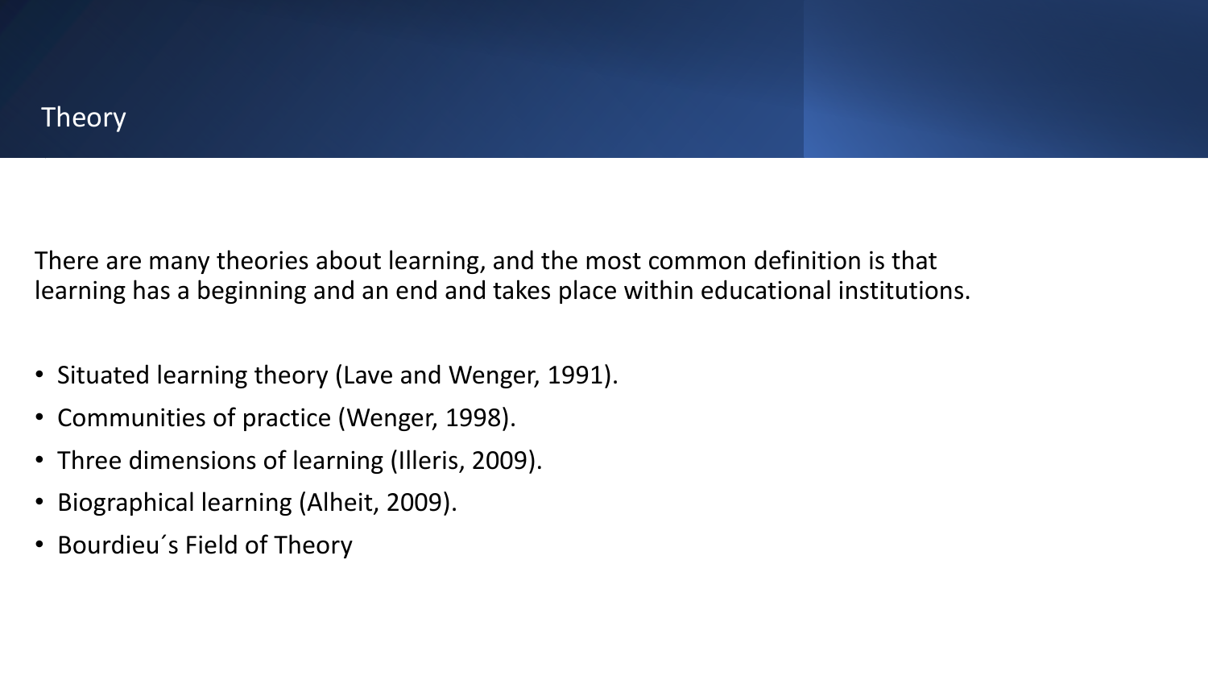# Theory

There are many theories about learning, and the most common definition is that learning has a beginning and an end and takes place within educational institutions.

- Situated learning theory (Lave and Wenger, 1991).
- Communities of practice (Wenger, 1998).
- Three dimensions of learning (Illeris, 2009).
- Biographical learning (Alheit, 2009).
- Bourdieu´s Field of Theory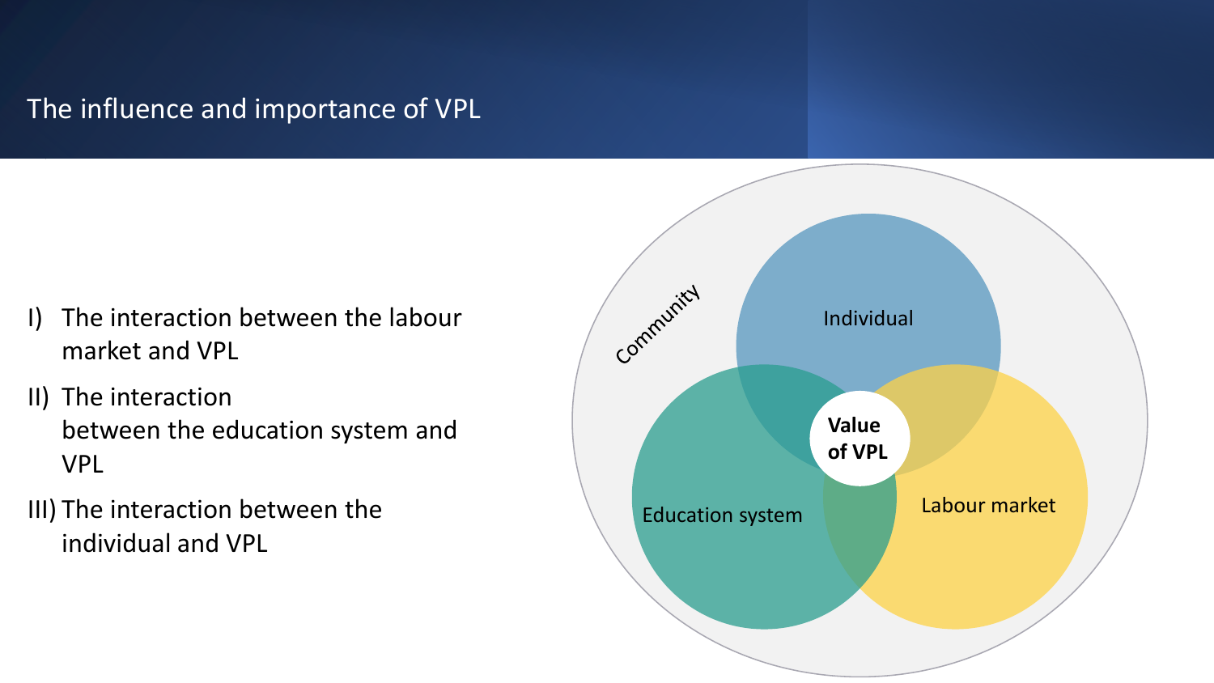# The influence and importance of VPL

I) The interaction between the labour market and VPL

II) The interaction between the education system and VPL

III) The interaction between the individual and VPL

Community

Individual

Education system

Labour market

**Value of VPL**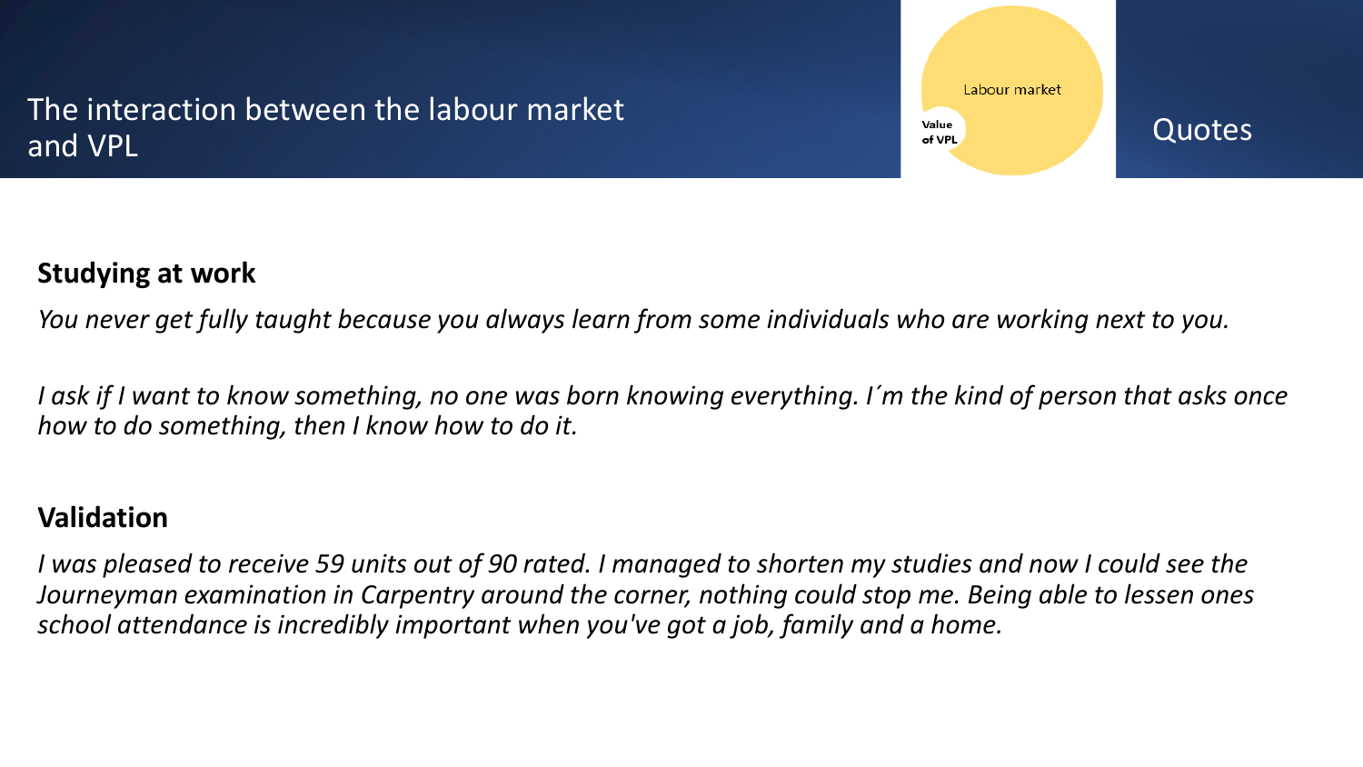# The interaction between the labour market and VPL

Labour market

Value of VPL

Quotes

**Studying at work**

*You never get fully taught because you always learn from some individuals who are working next to you.*

*I ask if I want to know something, no one was born knowing everything. I´m the kind of person that asks once how to do something, then I know how to do it.*

**Validation**

*I was pleased to receive 59 units out of 90 rated. I managed to shorten my studies and now I could see the Journeyman examination in Carpentry around the corner, nothing could stop me. Being able to lessen ones school attendance is incredibly important when you've got a job, family and a home.*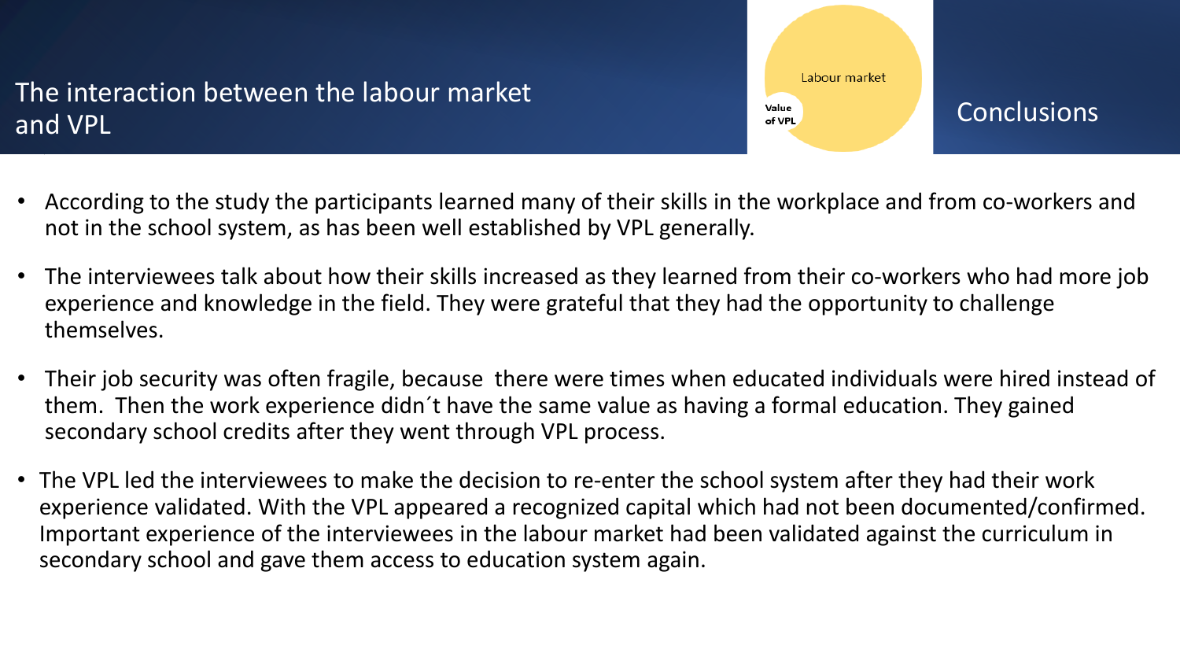## The interaction between the labour market and VPL

Labour market

Value of VPL

## Conclusions

- According to the study the participants learned many of their skills in the workplace and from co-workers and not in the school system, as has been well established by VPL generally.
- The interviewees talk about how their skills increased as they learned from their co-workers who had more job experience and knowledge in the field. They were grateful that they had the opportunity to challenge themselves.
- Their job security was often fragile, because there were times when educated individuals were hired instead of them. Then the work experience didn´t have the same value as having a formal education. They gained secondary school credits after they went through VPL process.
- The VPL led the interviewees to make the decision to re-enter the school system after they had their work experience validated. With the VPL appeared a recognized capital which had not been documented/confirmed. Important experience of the interviewees in the labour market had been validated against the curriculum in secondary school and gave them access to education system again.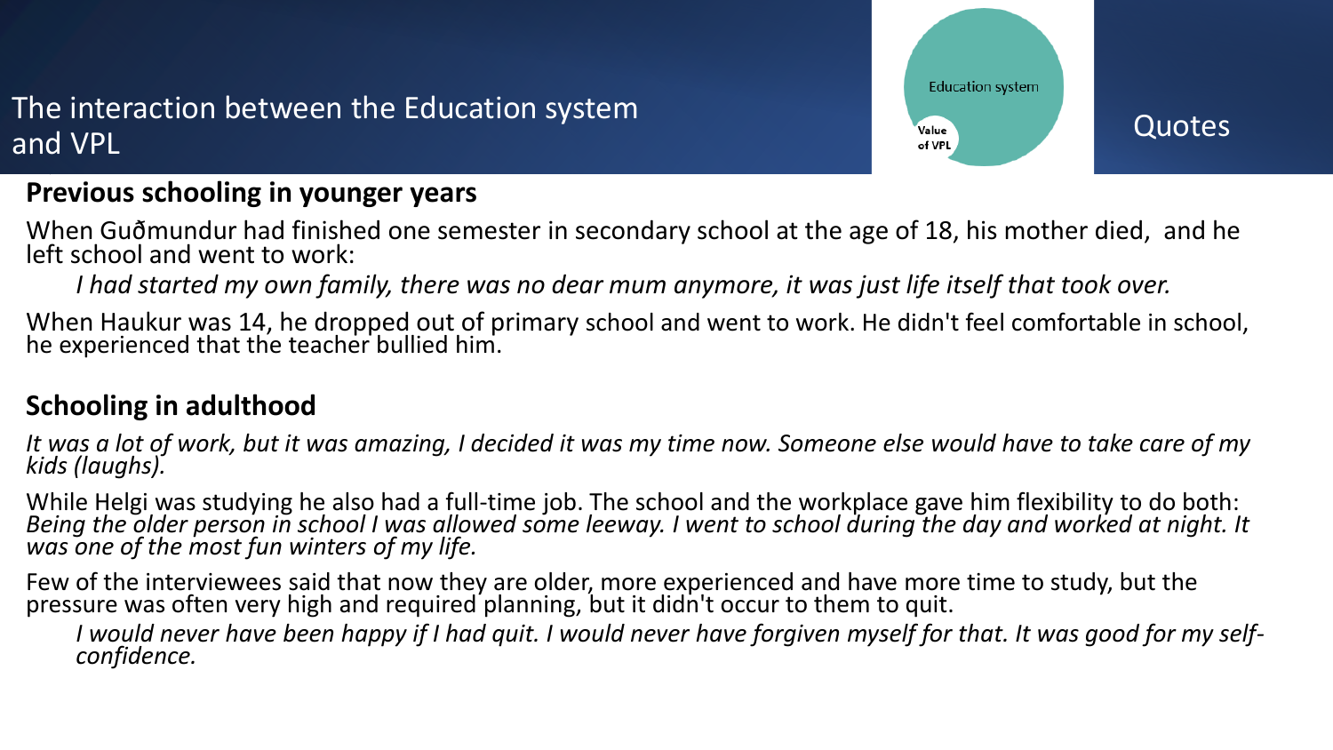# The interaction between the Education system and VPL

Education system

Value of VPL

Quotes

## Previous schooling in younger years

When Guðmundur had finished one semester in secondary school at the age of 18, his mother died, and he left school and went to work:

*I had started my own family, there was no dear mum anymore, it was just life itself that took over.*

When Haukur was 14, he dropped out of primary school and went to work. He didn't feel comfortable in school, he experienced that the teacher bullied him.

## Schooling in adulthood

*It was a lot of work, but it was amazing, I decided it was my time now. Someone else would have to take care of my kids (laughs).*

While Helgi was studying he also had a full-time job. The school and the workplace gave him flexibility to do both: *Being the older person in school I was allowed some leeway. I went to school during the day and worked at night. It was one of the most fun winters of my life.*

Few of the interviewees said that now they are older, more experienced and have more time to study, but the pressure was often very high and required planning, but it didn't occur to them to quit.

*I would never have been happy if I had quit. I would never have forgiven myself for that. It was good for my self-confidence.*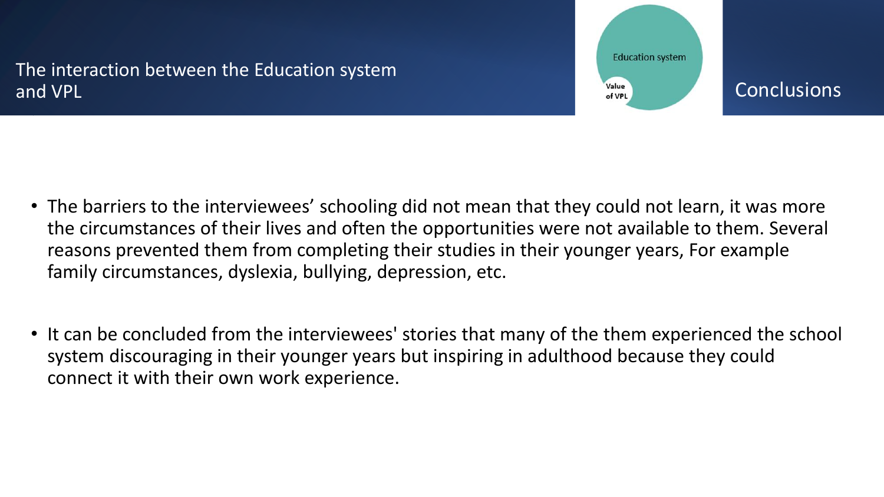## The interaction between the Education system and VPL

Education system

Value of VPL

## Conclusions

- The barriers to the interviewees' schooling did not mean that they could not learn, it was more the circumstances of their lives and often the opportunities were not available to them. Several reasons prevented them from completing their studies in their younger years, For example family circumstances, dyslexia, bullying, depression, etc.

- It can be concluded from the interviewees' stories that many of the them experienced the school system discouraging in their younger years but inspiring in adulthood because they could connect it with their own work experience.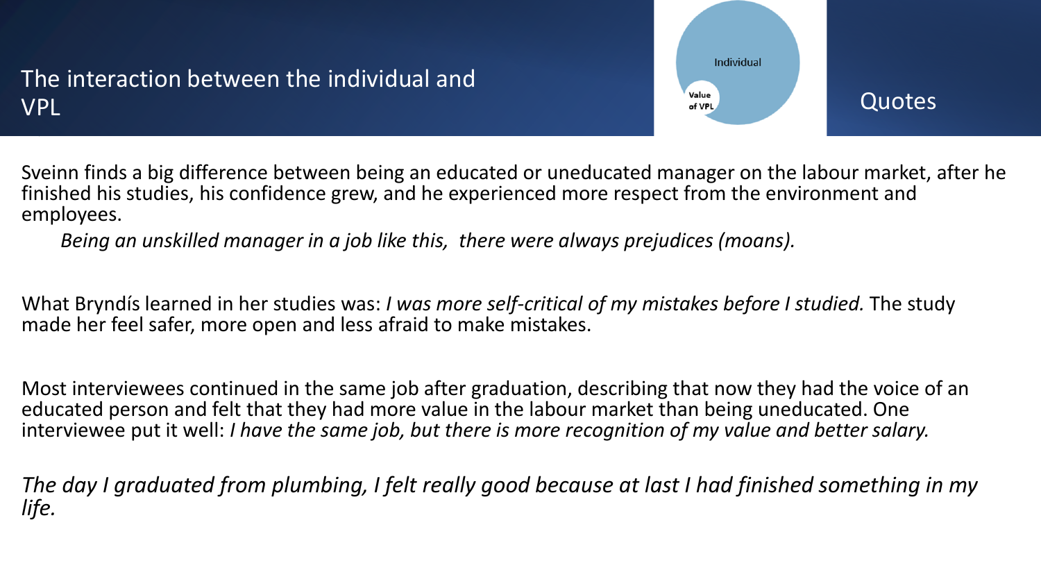# The interaction between the individual and VPL

Individual

Value of VPL

Quotes

Sveinn finds a big difference between being an educated or uneducated manager on the labour market, after he finished his studies, his confidence grew, and he experienced more respect from the environment and employees.

*Being an unskilled manager in a job like this, there were always prejudices (moans).*

What Bryndís learned in her studies was: *I was more self-critical of my mistakes before I studied.* The study made her feel safer, more open and less afraid to make mistakes.

Most interviewees continued in the same job after graduation, describing that now they had the voice of an educated person and felt that they had more value in the labour market than being uneducated. One interviewee put it well: *I have the same job, but there is more recognition of my value and better salary.*

*The day I graduated from plumbing, I felt really good because at last I had finished something in my life.*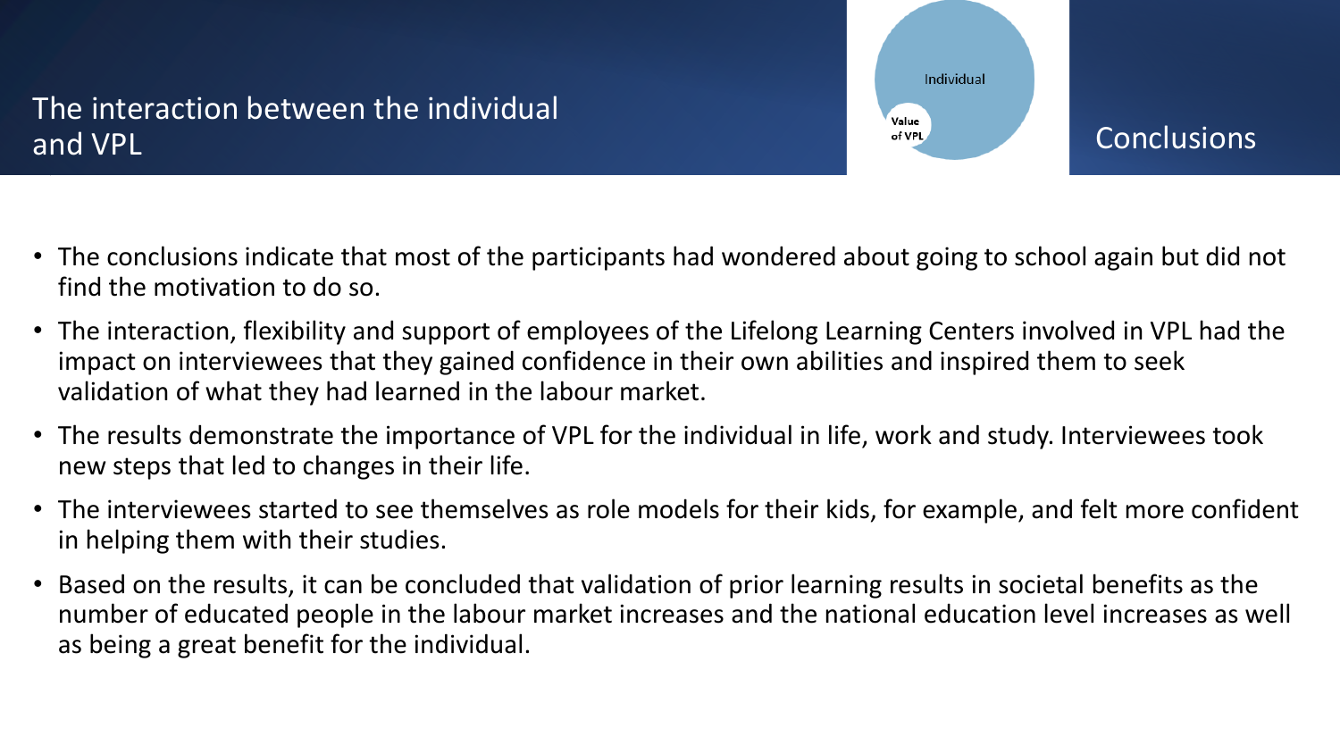## The interaction between the individual and VPL

Individual

Value of VPL

## Conclusions

- The conclusions indicate that most of the participants had wondered about going to school again but did not find the motivation to do so.
- The interaction, flexibility and support of employees of the Lifelong Learning Centers involved in VPL had the impact on interviewees that they gained confidence in their own abilities and inspired them to seek validation of what they had learned in the labour market.
- The results demonstrate the importance of VPL for the individual in life, work and study. Interviewees took new steps that led to changes in their life.
- The interviewees started to see themselves as role models for their kids, for example, and felt more confident in helping them with their studies.
- Based on the results, it can be concluded that validation of prior learning results in societal benefits as the number of educated people in the labour market increases and the national education level increases as well as being a great benefit for the individual.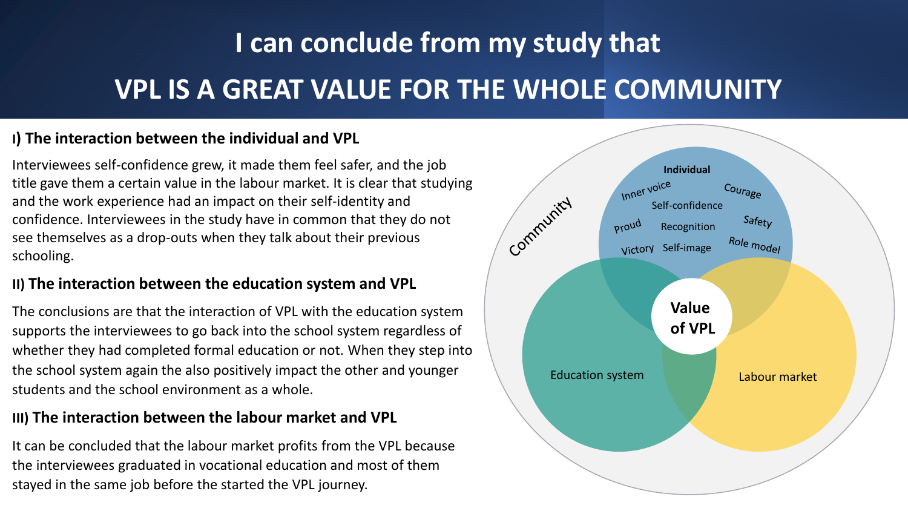# I can conclude from my study that

# VPL IS A GREAT VALUE FOR THE WHOLE COMMUNITY

## I) The interaction between the individual and VPL

Interviewees self-confidence grew, it made them feel safer, and the job title gave them a certain value in the labour market. It is clear that studying and the work experience had an impact on their self-identity and confidence. Interviewees in the study have in common that they do not see themselves as a drop-outs when they talk about their previous schooling.

## II) The interaction between the education system and VPL

The conclusions are that the interaction of VPL with the education system supports the interviewees to go back into the school system regardless of whether they had completed formal education or not. When they step into the school system again the also positively impact the other and younger students and the school environment as a whole.

## III) The interaction between the labour market and VPL

It can be concluded that the labour market profits from the VPL because the interviewees graduated in vocational education and most of them stayed in the same job before the started the VPL journey.

Community

Individual

Inner voice, Courage, Self-confidence, Proud, Recognition, Safety, Victory, Self-image, Role model

Value of VPL

Education system

Labour market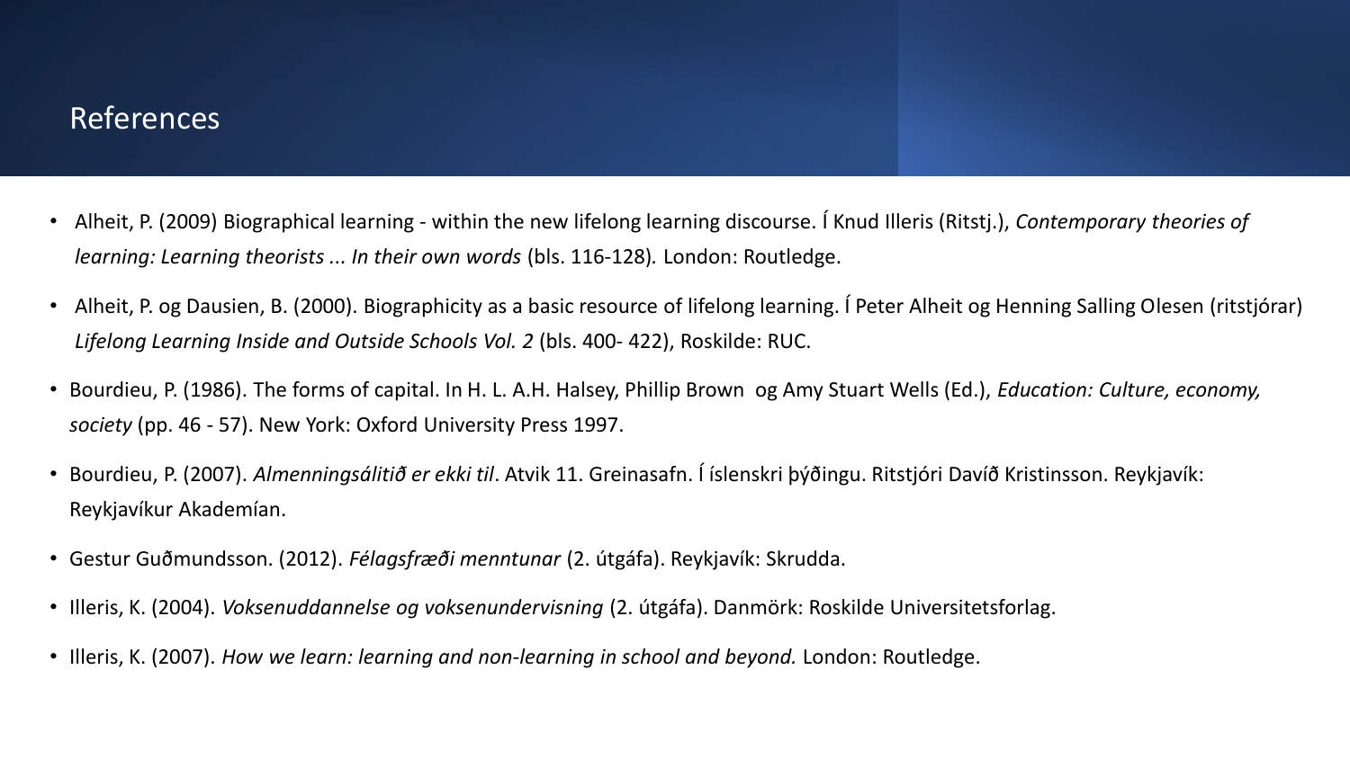## References

- Alheit, P. (2009) Biographical learning - within the new lifelong learning discourse. Í Knud Illeris (Ritstj.), *Contemporary theories of learning: Learning theorists ... In their own words* (bls. 116-128)*.* London: Routledge.
- Alheit, P. og Dausien, B. (2000). Biographicity as a basic resource of lifelong learning. Í Peter Alheit og Henning Salling Olesen (ritstjórar) *Lifelong Learning Inside and Outside Schools Vol. 2* (bls. 400- 422), Roskilde: RUC.
- Bourdieu, P. (1986). The forms of capital. In H. L. A.H. Halsey, Phillip Brown og Amy Stuart Wells (Ed.), *Education: Culture, economy, society* (pp. 46 - 57). New York: Oxford University Press 1997.
- Bourdieu, P. (2007). *Almenningsálitið er ekki til*. Atvik 11. Greinasafn. Í íslenskri þýðingu. Ritstjóri Davíð Kristinsson. Reykjavík: Reykjavíkur Akademían.
- Gestur Guðmundsson. (2012). *Félagsfræði menntunar* (2. útgáfa). Reykjavík: Skrudda.
- Illeris, K. (2004). *Voksenuddannelse og voksenundervisning* (2. útgáfa). Danmörk: Roskilde Universitetsforlag.
- Illeris, K. (2007). *How we learn: learning and non-learning in school and beyond.* London: Routledge.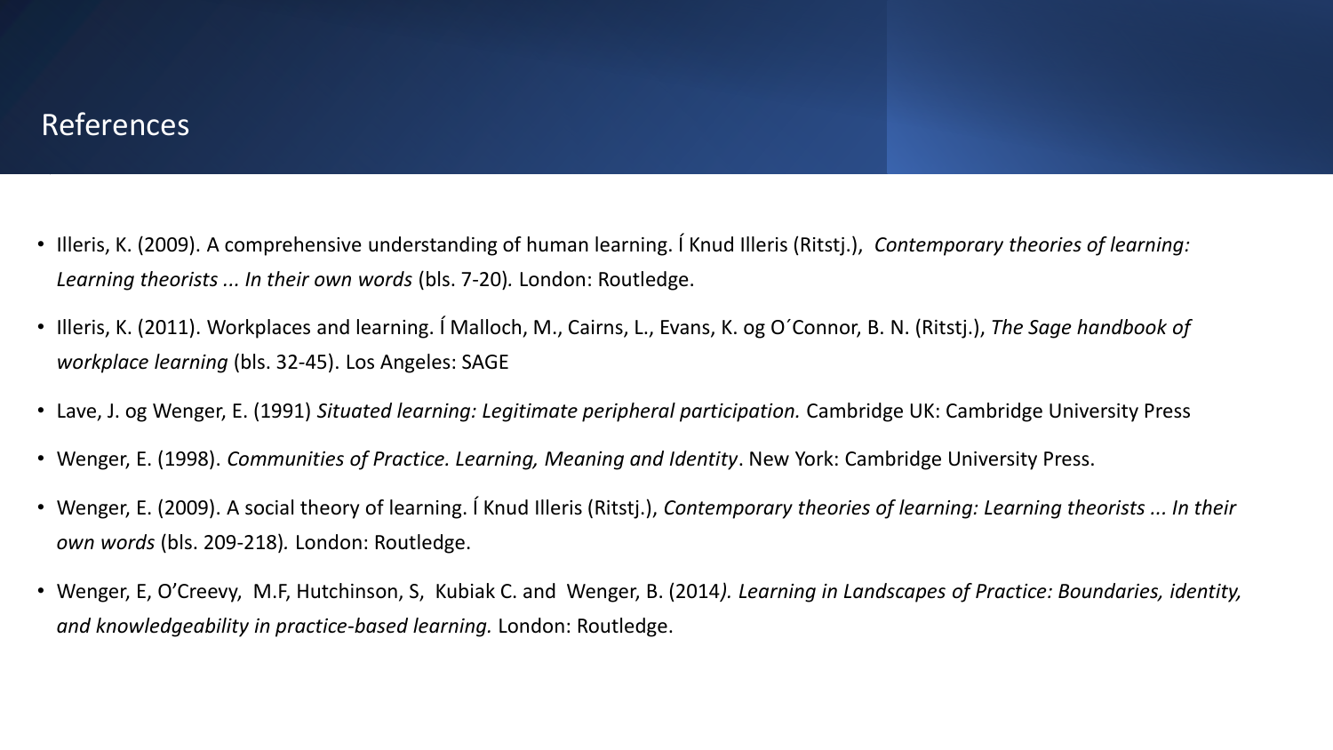# References

- Illeris, K. (2009). A comprehensive understanding of human learning. Í Knud Illeris (Ritstj.), *Contemporary theories of learning: Learning theorists ... In their own words* (bls. 7-20)*.* London: Routledge.
- Illeris, K. (2011). Workplaces and learning. Í Malloch, M., Cairns, L., Evans, K. og O´Connor, B. N. (Ritstj.), *The Sage handbook of workplace learning* (bls. 32-45). Los Angeles: SAGE
- Lave, J. og Wenger, E. (1991) *Situated learning: Legitimate peripheral participation.* Cambridge UK: Cambridge University Press
- Wenger, E. (1998). *Communities of Practice. Learning, Meaning and Identity*. New York: Cambridge University Press.
- Wenger, E. (2009). A social theory of learning. Í Knud Illeris (Ritstj.), *Contemporary theories of learning: Learning theorists ... In their own words* (bls. 209-218)*.* London: Routledge.
- Wenger, E, O'Creevy, M.F, Hutchinson, S, Kubiak C. and Wenger, B. (2014*). Learning in Landscapes of Practice: Boundaries, identity, and knowledgeability in practice-based learning.* London: Routledge.